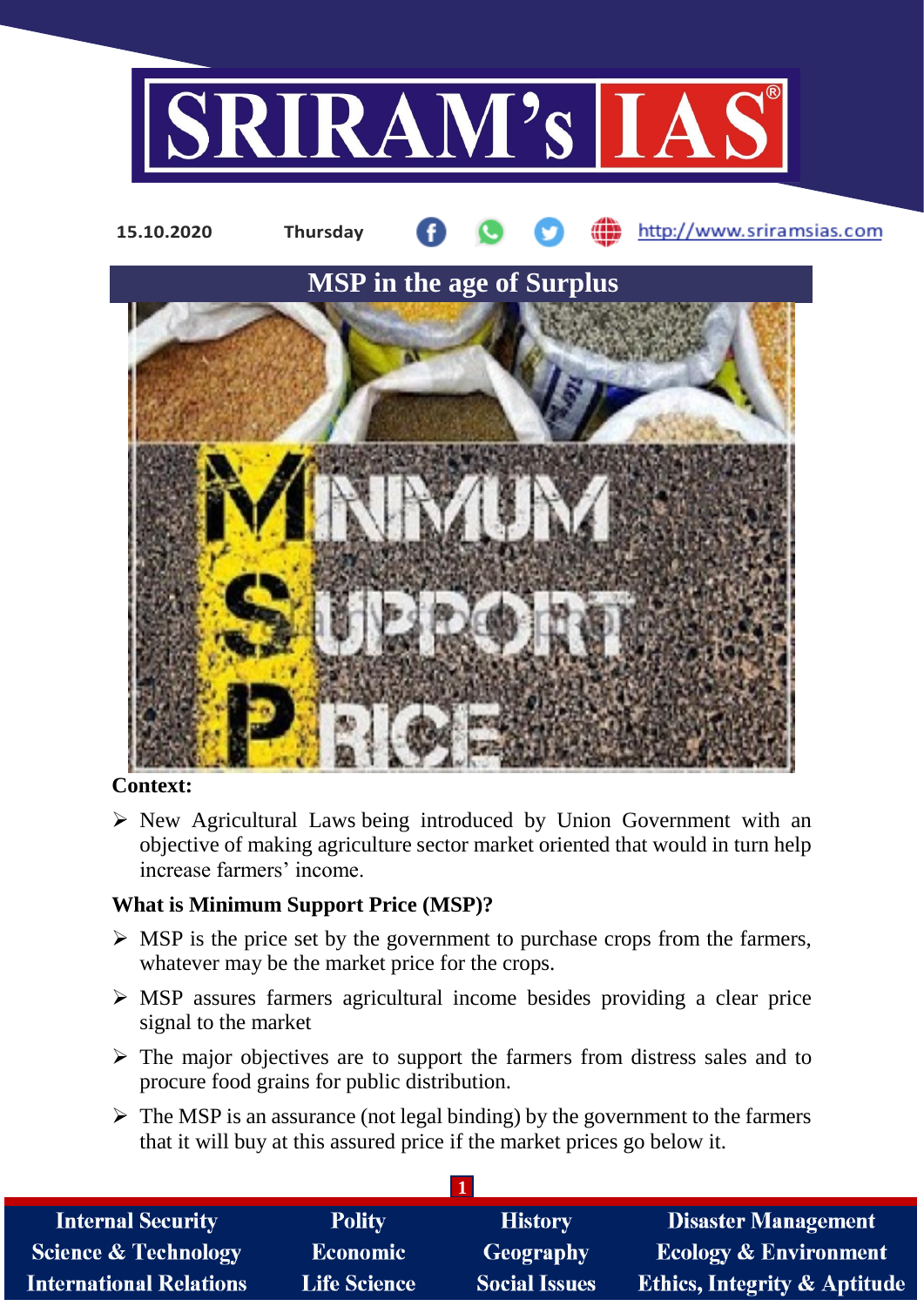15.10.2020 Thursday http://www.sriramsias.com

# MSP in the age of Surplus

**Context:**

- New Agricultural Laws being introduced by Union Government with an objective of making agriculture sector market oriented that would in turn help increase farmers' income.

**What is Minimum Support Price (MSP)?**

- MSP is the price set by the government to purchase crops from the farmers, whatever may be the market price for the crops.
- MSP assures farmers agricultural income besides providing a clear price signal to the market
- The major objectives are to support the farmers from distress sales and to procure food grains for public distribution.
- The MSP is an assurance (not legal binding) by the government to the farmers that it will buy at this assured price if the market prices go below it.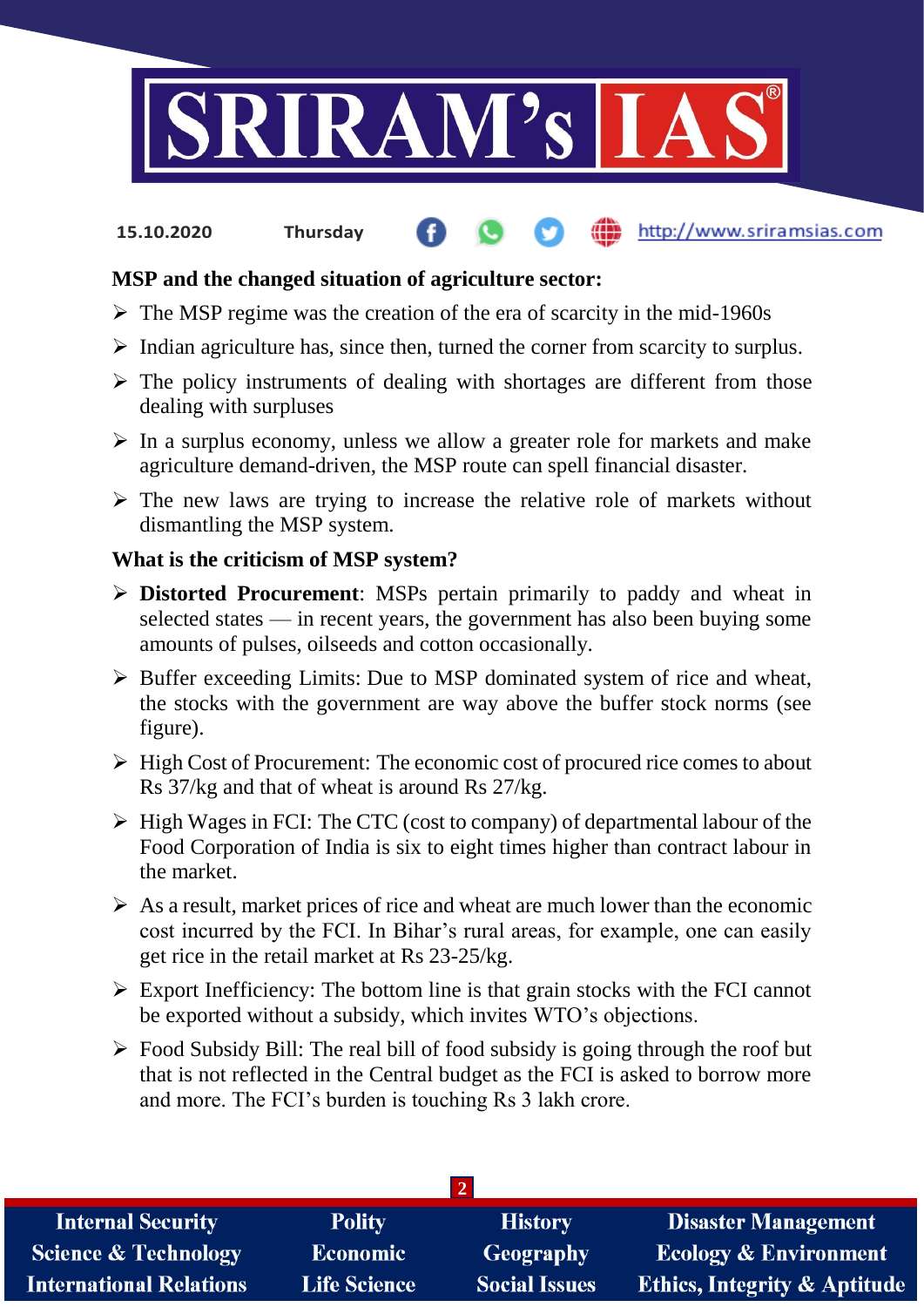## MSP and the changed situation of agriculture sector:

- The MSP regime was the creation of the era of scarcity in the mid-1960s
- Indian agriculture has, since then, turned the corner from scarcity to surplus.
- The policy instruments of dealing with shortages are different from those dealing with surpluses
- In a surplus economy, unless we allow a greater role for markets and make agriculture demand-driven, the MSP route can spell financial disaster.
- The new laws are trying to increase the relative role of markets without dismantling the MSP system.

## What is the criticism of MSP system?

- **Distorted Procurement**: MSPs pertain primarily to paddy and wheat in selected states — in recent years, the government has also been buying some amounts of pulses, oilseeds and cotton occasionally.
- Buffer exceeding Limits: Due to MSP dominated system of rice and wheat, the stocks with the government are way above the buffer stock norms (see figure).
- High Cost of Procurement: The economic cost of procured rice comes to about Rs 37/kg and that of wheat is around Rs 27/kg.
- High Wages in FCI: The CTC (cost to company) of departmental labour of the Food Corporation of India is six to eight times higher than contract labour in the market.
- As a result, market prices of rice and wheat are much lower than the economic cost incurred by the FCI. In Bihar's rural areas, for example, one can easily get rice in the retail market at Rs 23-25/kg.
- Export Inefficiency: The bottom line is that grain stocks with the FCI cannot be exported without a subsidy, which invites WTO's objections.
- Food Subsidy Bill: The real bill of food subsidy is going through the roof but that is not reflected in the Central budget as the FCI is asked to borrow more and more. The FCI's burden is touching Rs 3 lakh crore.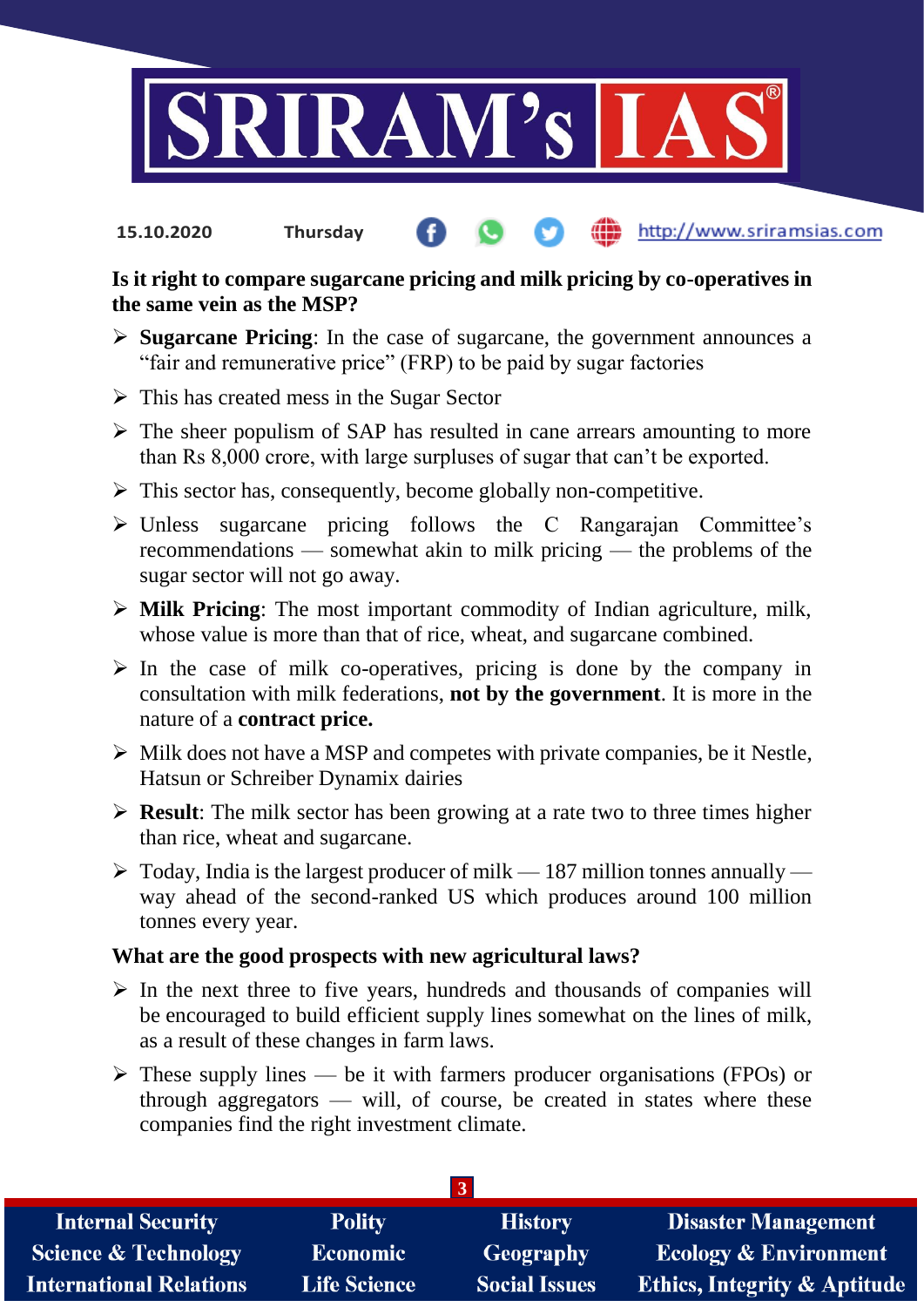**Is it right to compare sugarcane pricing and milk pricing by co-operatives in the same vein as the MSP?**

- **Sugarcane Pricing**: In the case of sugarcane, the government announces a "fair and remunerative price" (FRP) to be paid by sugar factories
- This has created mess in the Sugar Sector
- The sheer populism of SAP has resulted in cane arrears amounting to more than Rs 8,000 crore, with large surpluses of sugar that can't be exported.
- This sector has, consequently, become globally non-competitive.
- Unless sugarcane pricing follows the C Rangarajan Committee's recommendations — somewhat akin to milk pricing — the problems of the sugar sector will not go away.
- **Milk Pricing**: The most important commodity of Indian agriculture, milk, whose value is more than that of rice, wheat, and sugarcane combined.
- In the case of milk co-operatives, pricing is done by the company in consultation with milk federations, **not by the government**. It is more in the nature of a **contract price.**
- Milk does not have a MSP and competes with private companies, be it Nestle, Hatsun or Schreiber Dynamix dairies
- **Result**: The milk sector has been growing at a rate two to three times higher than rice, wheat and sugarcane.
- Today, India is the largest producer of milk — 187 million tonnes annually — way ahead of the second-ranked US which produces around 100 million tonnes every year.

**What are the good prospects with new agricultural laws?**

- In the next three to five years, hundreds and thousands of companies will be encouraged to build efficient supply lines somewhat on the lines of milk, as a result of these changes in farm laws.
- These supply lines — be it with farmers producer organisations (FPOs) or through aggregators — will, of course, be created in states where these companies find the right investment climate.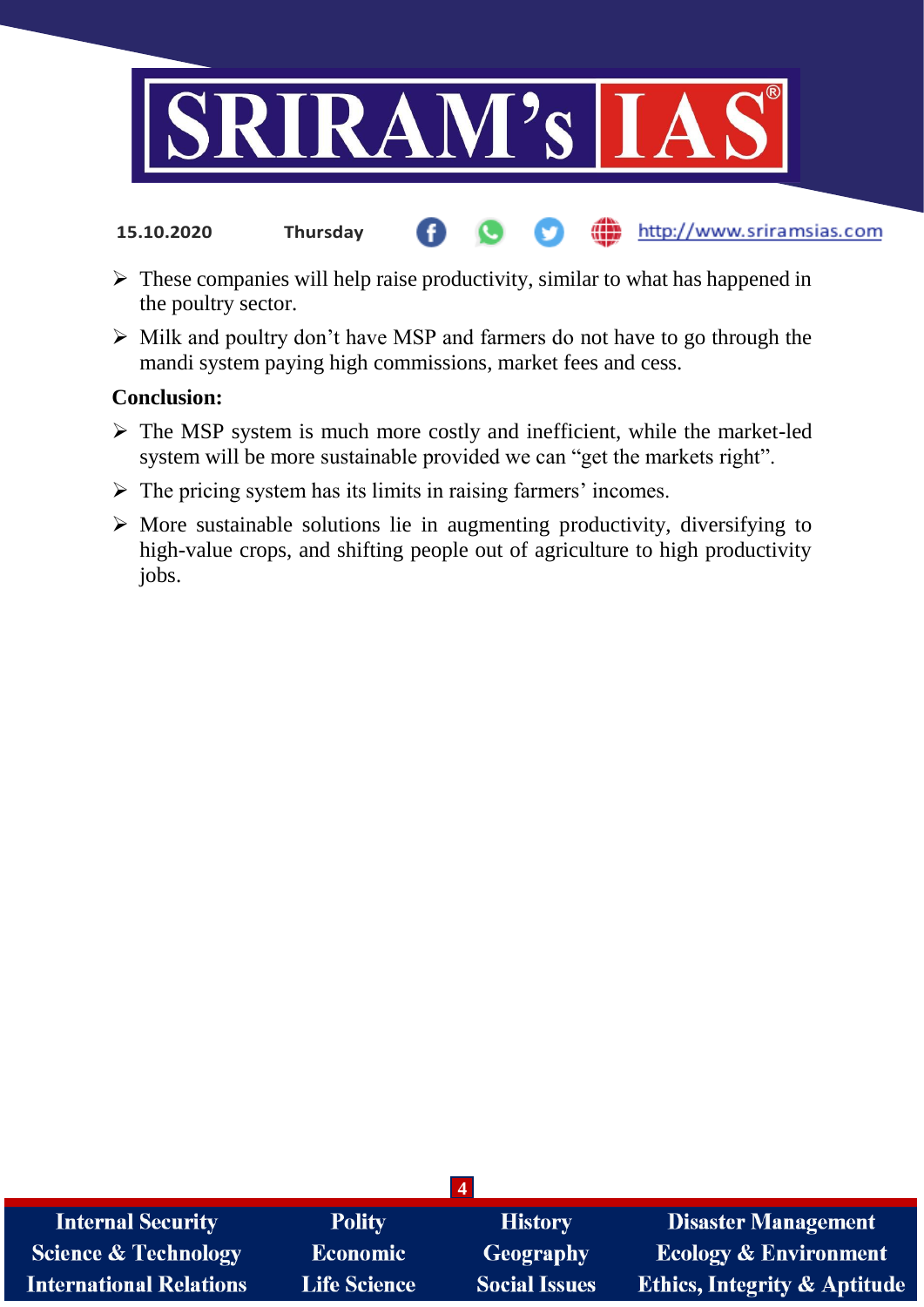- These companies will help raise productivity, similar to what has happened in the poultry sector.
- Milk and poultry don't have MSP and farmers do not have to go through the mandi system paying high commissions, market fees and cess.

**Conclusion:**

- The MSP system is much more costly and inefficient, while the market-led system will be more sustainable provided we can "get the markets right".
- The pricing system has its limits in raising farmers' incomes.
- More sustainable solutions lie in augmenting productivity, diversifying to high-value crops, and shifting people out of agriculture to high productivity jobs.